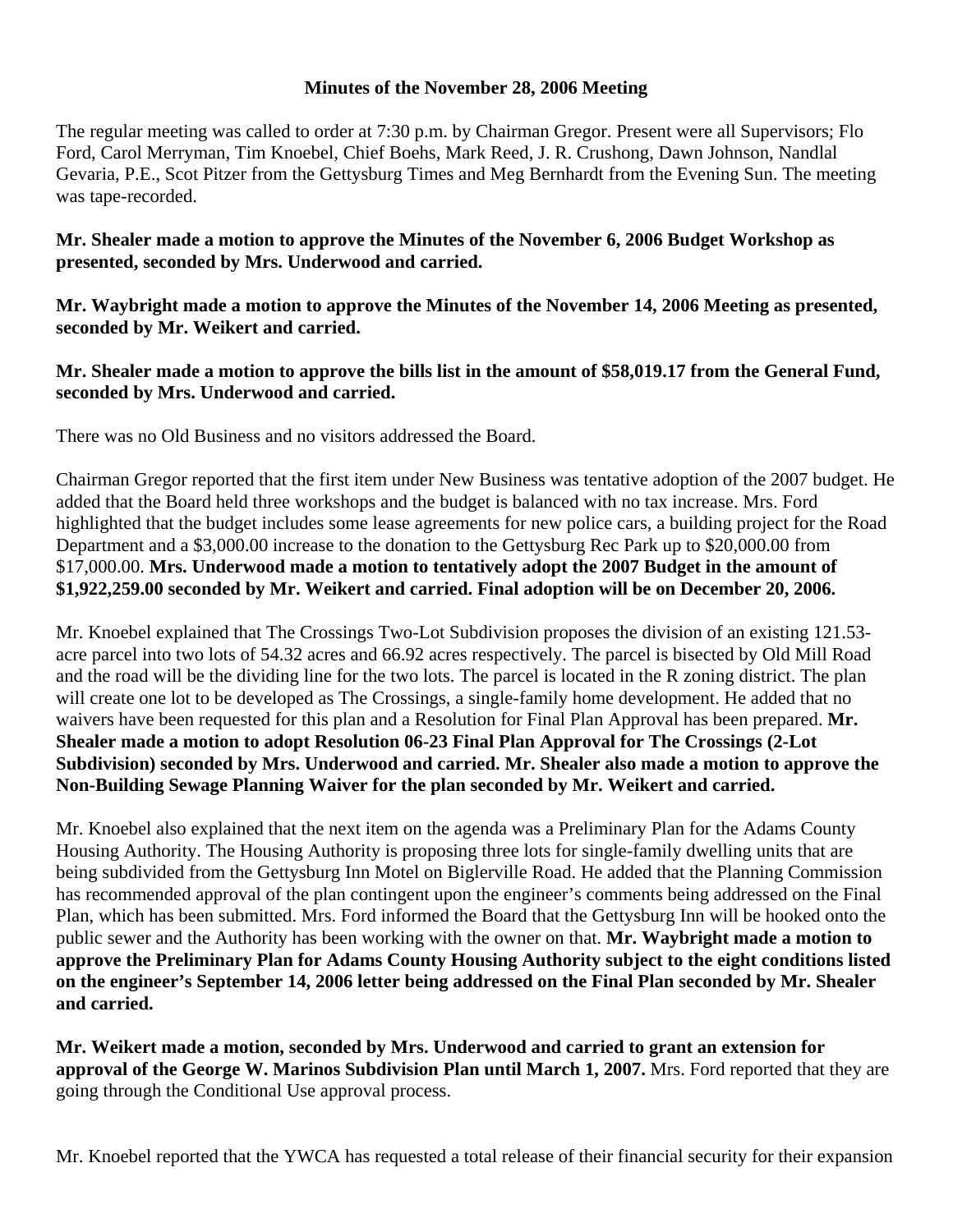**Minutes of the November 28, 2006 Meeting**

The regular meeting was called to order at 7:30 p.m. by Chairman Gregor. Present were all Supervisors; Flo Ford, Carol Merryman, Tim Knoebel, Chief Boehs, Mark Reed, J. R. Crushong, Dawn Johnson, Nandlal Gevaria, P.E., Scot Pitzer from the Gettysburg Times and Meg Bernhardt from the Evening Sun. The meeting was tape-recorded.

**Mr. Shealer made a motion to approve the Minutes of the November 6, 2006 Budget Workshop as presented, seconded by Mrs. Underwood and carried.**

**Mr. Waybright made a motion to approve the Minutes of the November 14, 2006 Meeting as presented, seconded by Mr. Weikert and carried.**

**Mr. Shealer made a motion to approve the bills list in the amount of $58,019.17 from the General Fund, seconded by Mrs. Underwood and carried.**

There was no Old Business and no visitors addressed the Board.

Chairman Gregor reported that the first item under New Business was tentative adoption of the 2007 budget. He added that the Board held three workshops and the budget is balanced with no tax increase. Mrs. Ford highlighted that the budget includes some lease agreements for new police cars, a building project for the Road Department and a $3,000.00 increase to the donation to the Gettysburg Rec Park up to $20,000.00 from $17,000.00. **Mrs. Underwood made a motion to tentatively adopt the 2007 Budget in the amount of $1,922,259.00 seconded by Mr. Weikert and carried. Final adoption will be on December 20, 2006.**

Mr. Knoebel explained that The Crossings Two-Lot Subdivision proposes the division of an existing 121.53-acre parcel into two lots of 54.32 acres and 66.92 acres respectively. The parcel is bisected by Old Mill Road and the road will be the dividing line for the two lots. The parcel is located in the R zoning district. The plan will create one lot to be developed as The Crossings, a single-family home development. He added that no waivers have been requested for this plan and a Resolution for Final Plan Approval has been prepared. **Mr. Shealer made a motion to adopt Resolution 06-23 Final Plan Approval for The Crossings (2-Lot Subdivision) seconded by Mrs. Underwood and carried. Mr. Shealer also made a motion to approve the Non-Building Sewage Planning Waiver for the plan seconded by Mr. Weikert and carried.**

Mr. Knoebel also explained that the next item on the agenda was a Preliminary Plan for the Adams County Housing Authority. The Housing Authority is proposing three lots for single-family dwelling units that are being subdivided from the Gettysburg Inn Motel on Biglerville Road. He added that the Planning Commission has recommended approval of the plan contingent upon the engineer's comments being addressed on the Final Plan, which has been submitted. Mrs. Ford informed the Board that the Gettysburg Inn will be hooked onto the public sewer and the Authority has been working with the owner on that. **Mr. Waybright made a motion to approve the Preliminary Plan for Adams County Housing Authority subject to the eight conditions listed on the engineer's September 14, 2006 letter being addressed on the Final Plan seconded by Mr. Shealer and carried.**

**Mr. Weikert made a motion, seconded by Mrs. Underwood and carried to grant an extension for approval of the George W. Marinos Subdivision Plan until March 1, 2007.** Mrs. Ford reported that they are going through the Conditional Use approval process.

Mr. Knoebel reported that the YWCA has requested a total release of their financial security for their expansion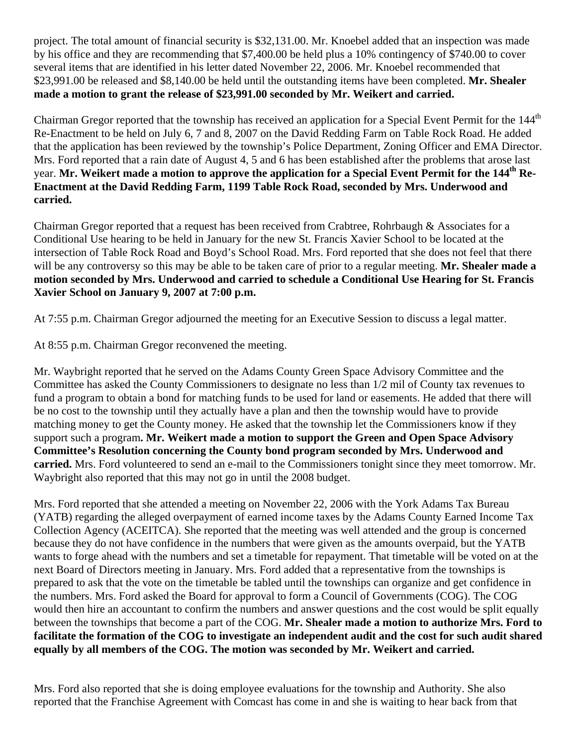project. The total amount of financial security is $32,131.00. Mr. Knoebel added that an inspection was made by his office and they are recommending that $7,400.00 be held plus a 10% contingency of $740.00 to cover several items that are identified in his letter dated November 22, 2006. Mr. Knoebel recommended that $23,991.00 be released and $8,140.00 be held until the outstanding items have been completed. **Mr. Shealer made a motion to grant the release of $23,991.00 seconded by Mr. Weikert and carried.**

Chairman Gregor reported that the township has received an application for a Special Event Permit for the 144th Re-Enactment to be held on July 6, 7 and 8, 2007 on the David Redding Farm on Table Rock Road. He added that the application has been reviewed by the township's Police Department, Zoning Officer and EMA Director. Mrs. Ford reported that a rain date of August 4, 5 and 6 has been established after the problems that arose last year. **Mr. Weikert made a motion to approve the application for a Special Event Permit for the 144th Re-Enactment at the David Redding Farm, 1199 Table Rock Road, seconded by Mrs. Underwood and carried.**

Chairman Gregor reported that a request has been received from Crabtree, Rohrbaugh & Associates for a Conditional Use hearing to be held in January for the new St. Francis Xavier School to be located at the intersection of Table Rock Road and Boyd's School Road. Mrs. Ford reported that she does not feel that there will be any controversy so this may be able to be taken care of prior to a regular meeting. **Mr. Shealer made a motion seconded by Mrs. Underwood and carried to schedule a Conditional Use Hearing for St. Francis Xavier School on January 9, 2007 at 7:00 p.m.**

At 7:55 p.m. Chairman Gregor adjourned the meeting for an Executive Session to discuss a legal matter.

At 8:55 p.m. Chairman Gregor reconvened the meeting.

Mr. Waybright reported that he served on the Adams County Green Space Advisory Committee and the Committee has asked the County Commissioners to designate no less than 1/2 mil of County tax revenues to fund a program to obtain a bond for matching funds to be used for land or easements. He added that there will be no cost to the township until they actually have a plan and then the township would have to provide matching money to get the County money. He asked that the township let the Commissioners know if they support such a program**. Mr. Weikert made a motion to support the Green and Open Space Advisory Committee's Resolution concerning the County bond program seconded by Mrs. Underwood and carried.** Mrs. Ford volunteered to send an e-mail to the Commissioners tonight since they meet tomorrow. Mr. Waybright also reported that this may not go in until the 2008 budget.

Mrs. Ford reported that she attended a meeting on November 22, 2006 with the York Adams Tax Bureau (YATB) regarding the alleged overpayment of earned income taxes by the Adams County Earned Income Tax Collection Agency (ACEITCA). She reported that the meeting was well attended and the group is concerned because they do not have confidence in the numbers that were given as the amounts overpaid, but the YATB wants to forge ahead with the numbers and set a timetable for repayment. That timetable will be voted on at the next Board of Directors meeting in January. Mrs. Ford added that a representative from the townships is prepared to ask that the vote on the timetable be tabled until the townships can organize and get confidence in the numbers. Mrs. Ford asked the Board for approval to form a Council of Governments (COG). The COG would then hire an accountant to confirm the numbers and answer questions and the cost would be split equally between the townships that become a part of the COG. **Mr. Shealer made a motion to authorize Mrs. Ford to facilitate the formation of the COG to investigate an independent audit and the cost for such audit shared equally by all members of the COG. The motion was seconded by Mr. Weikert and carried.**

Mrs. Ford also reported that she is doing employee evaluations for the township and Authority. She also reported that the Franchise Agreement with Comcast has come in and she is waiting to hear back from that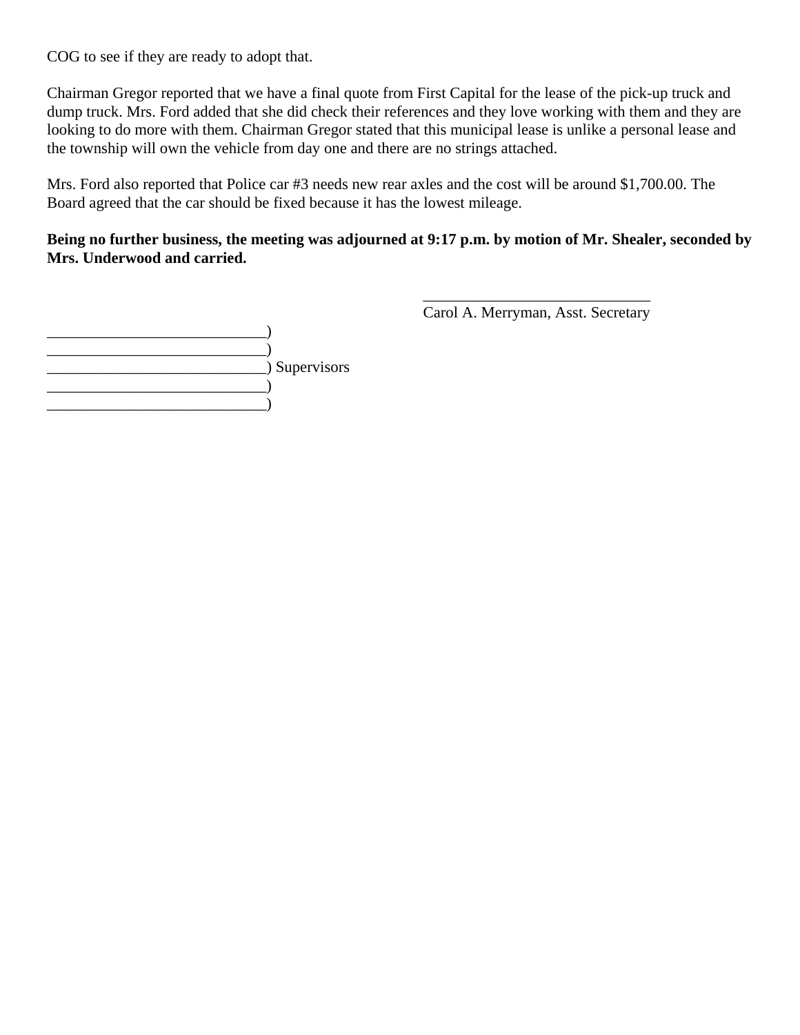COG to see if they are ready to adopt that.

Chairman Gregor reported that we have a final quote from First Capital for the lease of the pick-up truck and dump truck. Mrs. Ford added that she did check their references and they love working with them and they are looking to do more with them. Chairman Gregor stated that this municipal lease is unlike a personal lease and the township will own the vehicle from day one and there are no strings attached.

Mrs. Ford also reported that Police car #3 needs new rear axles and the cost will be around $1,700.00. The Board agreed that the car should be fixed because it has the lowest mileage.

**Being no further business, the meeting was adjourned at 9:17 p.m. by motion of Mr. Shealer, seconded by Mrs. Underwood and carried.**

_____________________________
Carol A. Merryman, Asst. Secretary

_____________________________)
_____________________________)
_____________________________) Supervisors
_____________________________)
_____________________________)